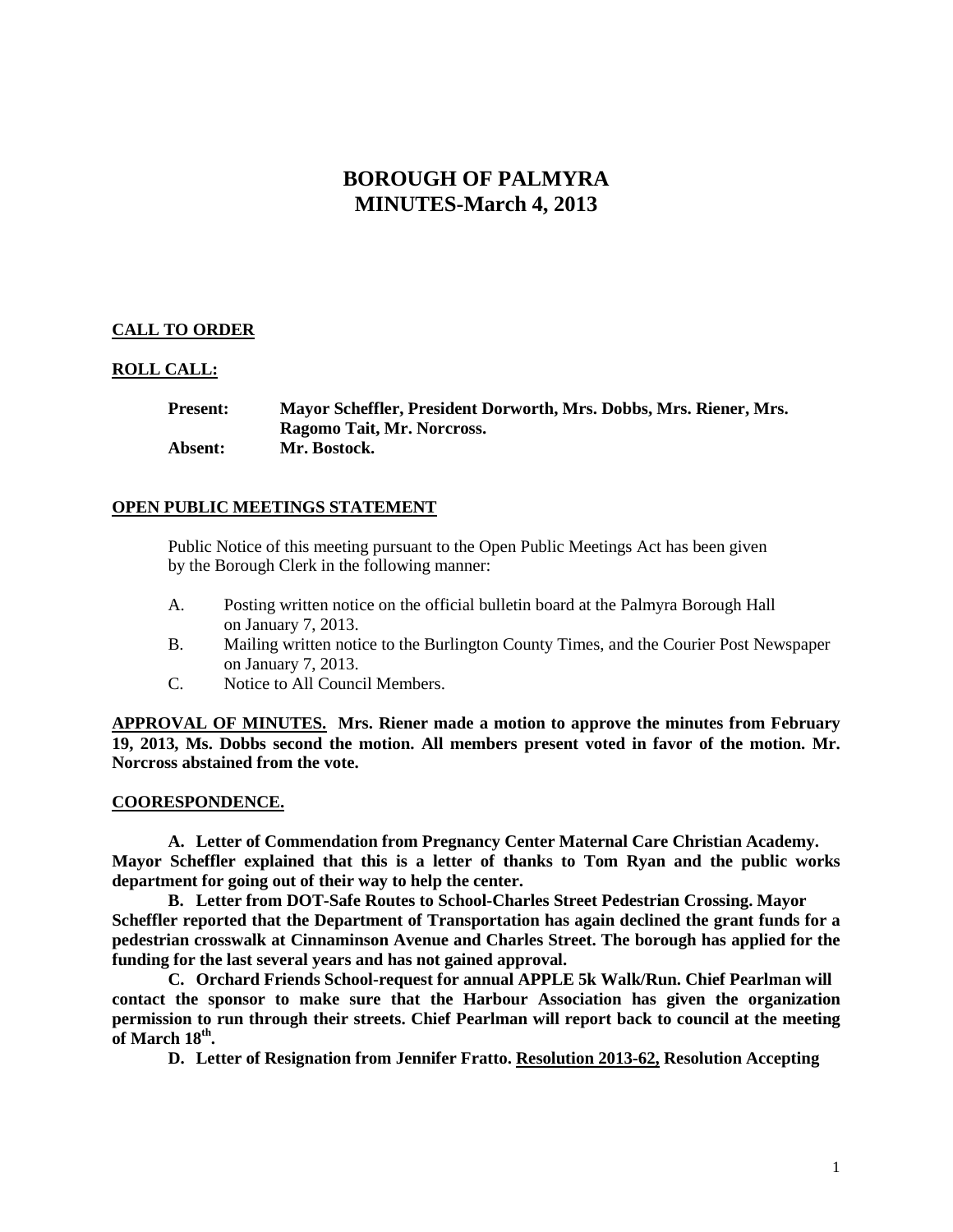# BOROUGH OF PALMYRA
# MINUTES-March 4, 2013

**CALL TO ORDER**

**ROLL CALL:**

**Present:** **Mayor Scheffler, President Dorworth, Mrs. Dobbs, Mrs. Riener, Mrs. Ragomo Tait, Mr. Norcross.**
**Absent:** **Mr. Bostock.**

**OPEN PUBLIC MEETINGS STATEMENT**

Public Notice of this meeting pursuant to the Open Public Meetings Act has been given by the Borough Clerk in the following manner:

A. Posting written notice on the official bulletin board at the Palmyra Borough Hall on January 7, 2013.
B. Mailing written notice to the Burlington County Times, and the Courier Post Newspaper on January 7, 2013.
C. Notice to All Council Members.

**APPROVAL OF MINUTES. Mrs. Riener made a motion to approve the minutes from February 19, 2013, Ms. Dobbs second the motion. All members present voted in favor of the motion. Mr. Norcross abstained from the vote.**

**COORESPONDENCE.**

**A. Letter of Commendation from Pregnancy Center Maternal Care Christian Academy. Mayor Scheffler explained that this is a letter of thanks to Tom Ryan and the public works department for going out of their way to help the center.**

**B. Letter from DOT-Safe Routes to School-Charles Street Pedestrian Crossing. Mayor Scheffler reported that the Department of Transportation has again declined the grant funds for a pedestrian crosswalk at Cinnaminson Avenue and Charles Street. The borough has applied for the funding for the last several years and has not gained approval.**

**C. Orchard Friends School-request for annual APPLE 5k Walk/Run. Chief Pearlman will contact the sponsor to make sure that the Harbour Association has given the organization permission to run through their streets. Chief Pearlman will report back to council at the meeting of March 18th.**

**D. Letter of Resignation from Jennifer Fratto. Resolution 2013-62, Resolution Accepting**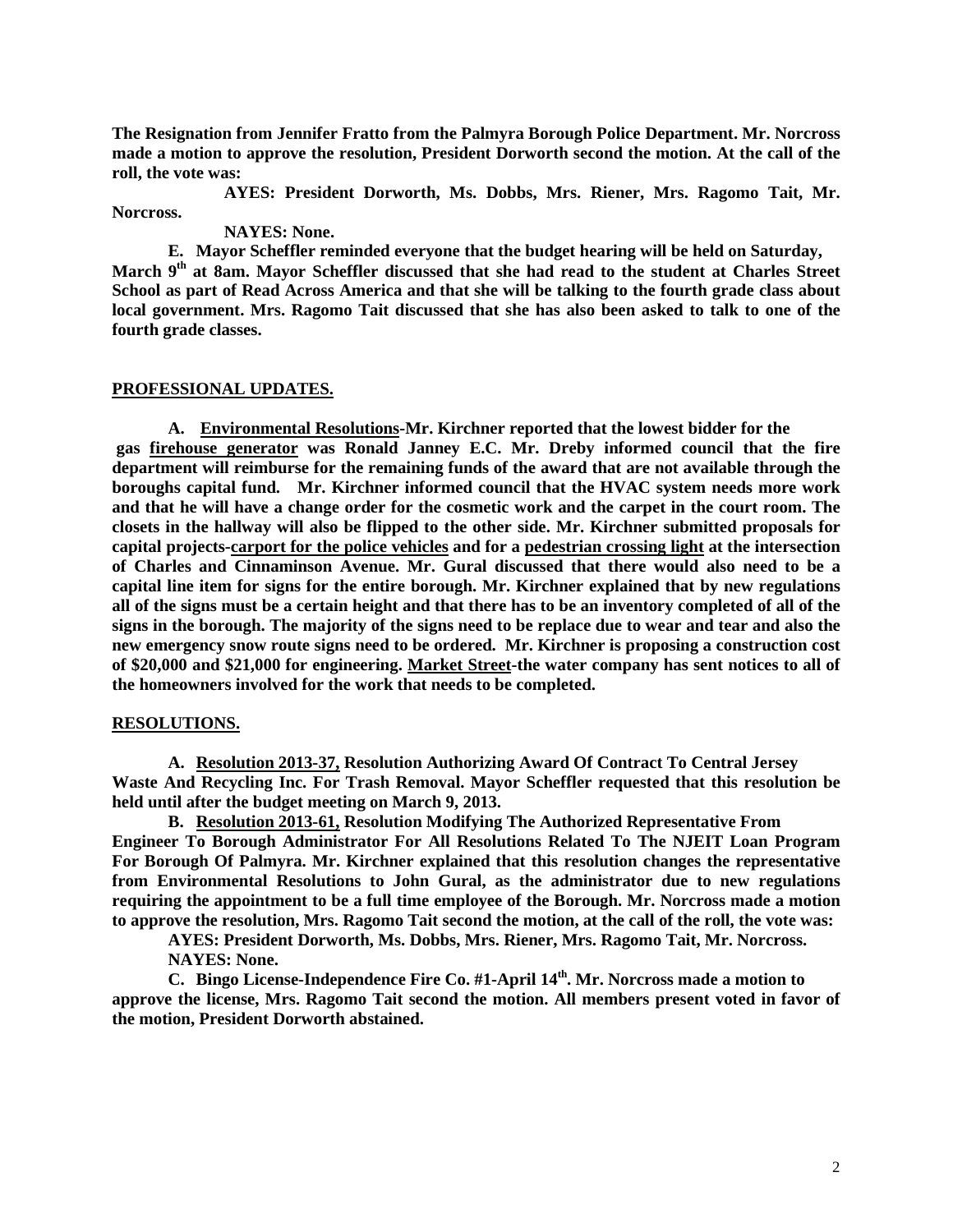**The Resignation from Jennifer Fratto from the Palmyra Borough Police Department. Mr. Norcross made a motion to approve the resolution, President Dorworth second the motion. At the call of the roll, the vote was:**

**AYES: President Dorworth, Ms. Dobbs, Mrs. Riener, Mrs. Ragomo Tait, Mr. Norcross.**

**NAYES: None.**

**E. Mayor Scheffler reminded everyone that the budget hearing will be held on Saturday, March 9th at 8am. Mayor Scheffler discussed that she had read to the student at Charles Street School as part of Read Across America and that she will be talking to the fourth grade class about local government. Mrs. Ragomo Tait discussed that she has also been asked to talk to one of the fourth grade classes.**

## PROFESSIONAL UPDATES.

**A. Environmental Resolutions-Mr. Kirchner reported that the lowest bidder for the gas firehouse generator was Ronald Janney E.C. Mr. Dreby informed council that the fire department will reimburse for the remaining funds of the award that are not available through the boroughs capital fund. Mr. Kirchner informed council that the HVAC system needs more work and that he will have a change order for the cosmetic work and the carpet in the court room. The closets in the hallway will also be flipped to the other side. Mr. Kirchner submitted proposals for capital projects-carport for the police vehicles and for a pedestrian crossing light at the intersection of Charles and Cinnaminson Avenue. Mr. Gural discussed that there would also need to be a capital line item for signs for the entire borough. Mr. Kirchner explained that by new regulations all of the signs must be a certain height and that there has to be an inventory completed of all of the signs in the borough. The majority of the signs need to be replace due to wear and tear and also the new emergency snow route signs need to be ordered. Mr. Kirchner is proposing a construction cost of $20,000 and $21,000 for engineering. Market Street-the water company has sent notices to all of the homeowners involved for the work that needs to be completed.**

## RESOLUTIONS.

**A. Resolution 2013-37, Resolution Authorizing Award Of Contract To Central Jersey Waste And Recycling Inc. For Trash Removal. Mayor Scheffler requested that this resolution be held until after the budget meeting on March 9, 2013.**

**B. Resolution 2013-61, Resolution Modifying The Authorized Representative From Engineer To Borough Administrator For All Resolutions Related To The NJEIT Loan Program For Borough Of Palmyra. Mr. Kirchner explained that this resolution changes the representative from Environmental Resolutions to John Gural, as the administrator due to new regulations requiring the appointment to be a full time employee of the Borough. Mr. Norcross made a motion to approve the resolution, Mrs. Ragomo Tait second the motion, at the call of the roll, the vote was:**

**AYES: President Dorworth, Ms. Dobbs, Mrs. Riener, Mrs. Ragomo Tait, Mr. Norcross.**

**NAYES: None.**

**C. Bingo License-Independence Fire Co. #1-April 14th. Mr. Norcross made a motion to approve the license, Mrs. Ragomo Tait second the motion. All members present voted in favor of the motion, President Dorworth abstained.**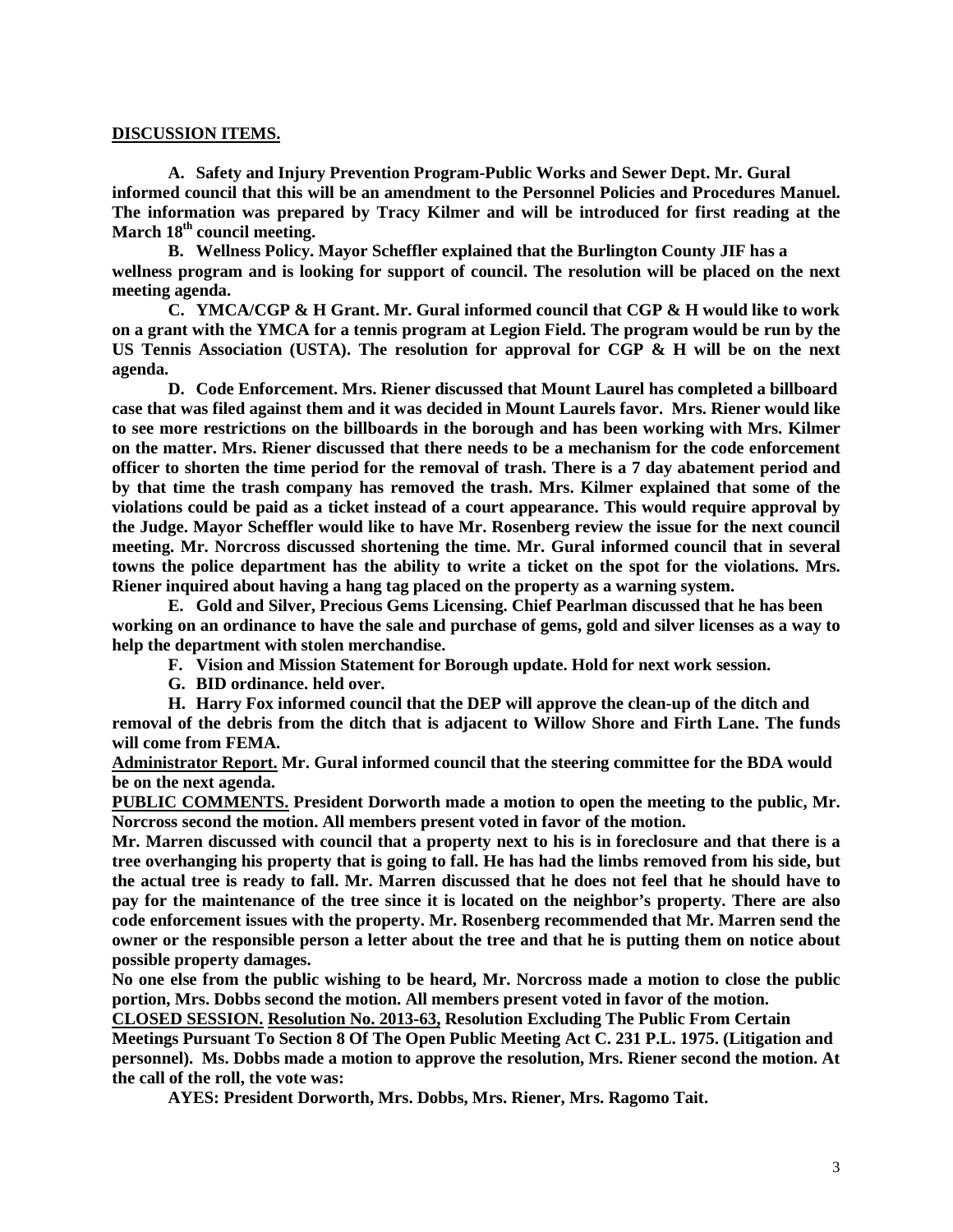**<u>DISCUSSION ITEMS.</u>**

**A. Safety and Injury Prevention Program-Public Works and Sewer Dept. Mr. Gural informed council that this will be an amendment to the Personnel Policies and Procedures Manuel. The information was prepared by Tracy Kilmer and will be introduced for first reading at the March 18th council meeting.**

**B. Wellness Policy. Mayor Scheffler explained that the Burlington County JIF has a wellness program and is looking for support of council. The resolution will be placed on the next meeting agenda.**

**C. YMCA/CGP & H Grant. Mr. Gural informed council that CGP & H would like to work on a grant with the YMCA for a tennis program at Legion Field. The program would be run by the US Tennis Association (USTA). The resolution for approval for CGP & H will be on the next agenda.**

**D. Code Enforcement. Mrs. Riener discussed that Mount Laurel has completed a billboard case that was filed against them and it was decided in Mount Laurels favor. Mrs. Riener would like to see more restrictions on the billboards in the borough and has been working with Mrs. Kilmer on the matter. Mrs. Riener discussed that there needs to be a mechanism for the code enforcement officer to shorten the time period for the removal of trash. There is a 7 day abatement period and by that time the trash company has removed the trash. Mrs. Kilmer explained that some of the violations could be paid as a ticket instead of a court appearance. This would require approval by the Judge. Mayor Scheffler would like to have Mr. Rosenberg review the issue for the next council meeting. Mr. Norcross discussed shortening the time. Mr. Gural informed council that in several towns the police department has the ability to write a ticket on the spot for the violations. Mrs. Riener inquired about having a hang tag placed on the property as a warning system.**

**E. Gold and Silver, Precious Gems Licensing. Chief Pearlman discussed that he has been working on an ordinance to have the sale and purchase of gems, gold and silver licenses as a way to help the department with stolen merchandise.**

**F. Vision and Mission Statement for Borough update. Hold for next work session.**

**G. BID ordinance. held over.**

**H. Harry Fox informed council that the DEP will approve the clean-up of the ditch and removal of the debris from the ditch that is adjacent to Willow Shore and Firth Lane. The funds will come from FEMA.**

**<u>Administrator Report.</u> Mr. Gural informed council that the steering committee for the BDA would be on the next agenda.**

**<u>PUBLIC COMMENTS.</u> President Dorworth made a motion to open the meeting to the public, Mr. Norcross second the motion. All members present voted in favor of the motion.**

**Mr. Marren discussed with council that a property next to his is in foreclosure and that there is a tree overhanging his property that is going to fall. He has had the limbs removed from his side, but the actual tree is ready to fall. Mr. Marren discussed that he does not feel that he should have to pay for the maintenance of the tree since it is located on the neighbor's property. There are also code enforcement issues with the property. Mr. Rosenberg recommended that Mr. Marren send the owner or the responsible person a letter about the tree and that he is putting them on notice about possible property damages.**

**No one else from the public wishing to be heard, Mr. Norcross made a motion to close the public portion, Mrs. Dobbs second the motion. All members present voted in favor of the motion.**

**<u>CLOSED SESSION.</u> <u>Resolution No. 2013-63,</u> Resolution Excluding The Public From Certain Meetings Pursuant To Section 8 Of The Open Public Meeting Act C. 231 P.L. 1975. (Litigation and personnel). Ms. Dobbs made a motion to approve the resolution, Mrs. Riener second the motion. At the call of the roll, the vote was:**

**AYES: President Dorworth, Mrs. Dobbs, Mrs. Riener, Mrs. Ragomo Tait.**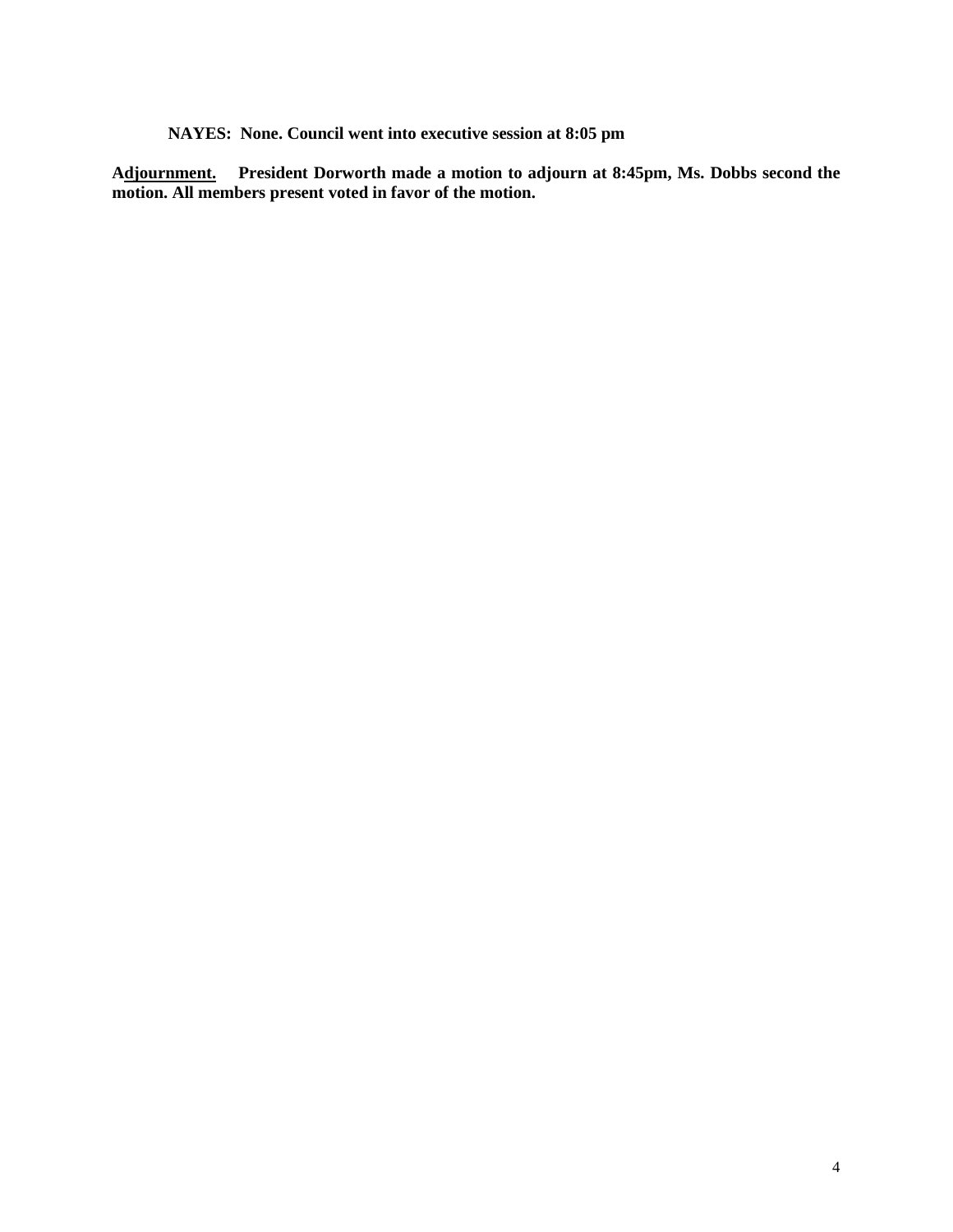**NAYES: None. Council went into executive session at 8:05 pm**

**Adjournment.** **President Dorworth made a motion to adjourn at 8:45pm, Ms. Dobbs second the motion. All members present voted in favor of the motion.**